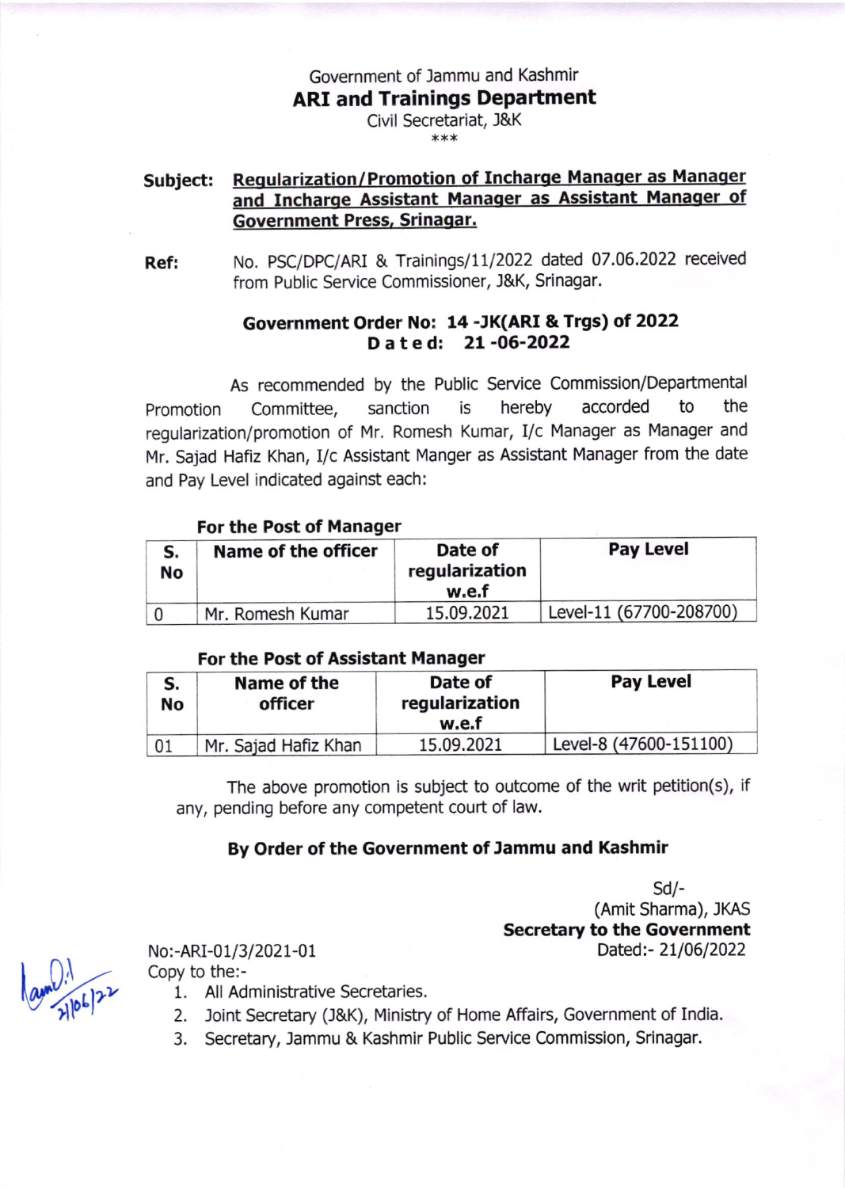Government of Jammu and Kashmir

## ARI and Trainings Department

Civil Secretariat, J&K

***

**Subject:** **Regularization/Promotion of Incharge Manager as Manager and Incharge Assistant Manager as Assistant Manager of Government Press, Srinagar.**

**Ref:** No. PSC/DPC/ARI & Trainings/11/2022 dated 07.06.2022 received from Public Service Commissioner, J&K, Srinagar.

**Government Order No: 14 -JK(ARI & Trgs) of 2022**
**Dated: 21 -06-2022**

As recommended by the Public Service Commission/Departmental Promotion Committee, sanction is hereby accorded to the regularization/promotion of Mr. Romesh Kumar, I/c Manager as Manager and Mr. Sajad Hafiz Khan, I/c Assistant Manger as Assistant Manager from the date and Pay Level indicated against each:

**For the Post of Manager**

| S. No | Name of the officer | Date of regularization w.e.f | Pay Level |
|---|---|---|---|
| 0 | Mr. Romesh Kumar | 15.09.2021 | Level-11 (67700-208700) |

**For the Post of Assistant Manager**

| S. No | Name of the officer | Date of regularization w.e.f | Pay Level |
|---|---|---|---|
| 01 | Mr. Sajad Hafiz Khan | 15.09.2021 | Level-8 (47600-151100) |

The above promotion is subject to outcome of the writ petition(s), if any, pending before any competent court of law.

**By Order of the Government of Jammu and Kashmir**

Sd/-
(Amit Sharma), JKAS
**Secretary to the Government**

No:-ARI-01/3/2021-01
Dated:- 21/06/2022

Copy to the:-

1. All Administrative Secretaries.
2. Joint Secretary (J&K), Ministry of Home Affairs, Government of India.
3. Secretary, Jammu & Kashmir Public Service Commission, Srinagar.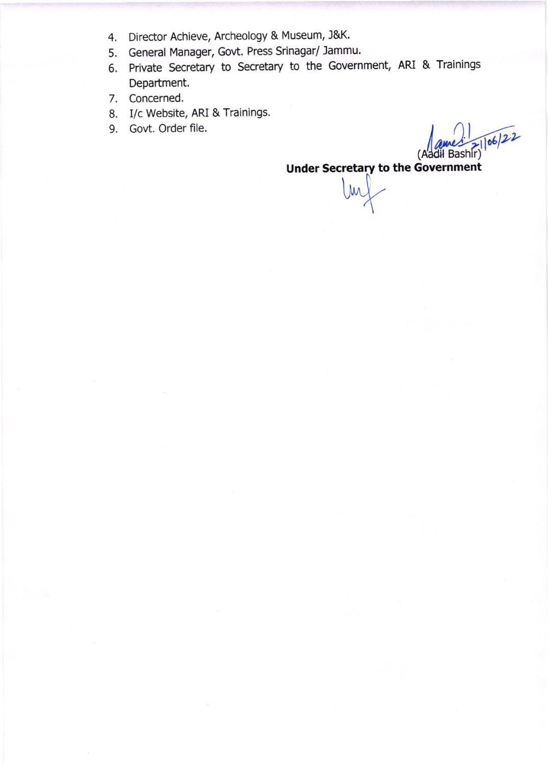4. Director Achieve, Archeology & Museum, J&K.
5. General Manager, Govt. Press Srinagar/ Jammu.
6. Private Secretary to Secretary to the Government, ARI & Trainings Department.
7. Concerned.
8. I/c Website, ARI & Trainings.
9. Govt. Order file.

21/06/22

(Aadil Bashir)

**Under Secretary to the Government**